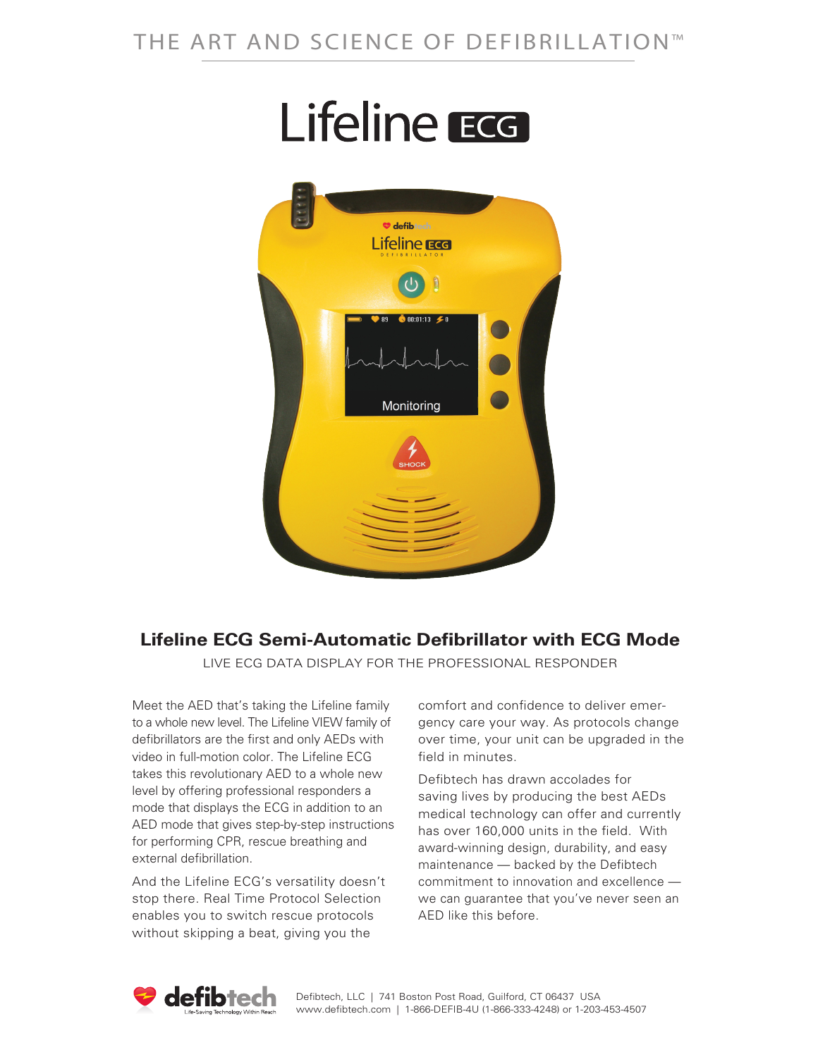THE ART AND SCIENCE OF DEFIBRILLATION™

# Lifeline ECG

## Lifeline ECG Semi-Automatic Defibrillator with ECG Mode

LIVE ECG DATA DISPLAY FOR THE PROFESSIONAL RESPONDER

Meet the AED that's taking the Lifeline family to a whole new level. The Lifeline VIEW family of defibrillators are the first and only AEDs with video in full-motion color. The Lifeline ECG takes this revolutionary AED to a whole new level by offering professional responders a mode that displays the ECG in addition to an AED mode that gives step-by-step instructions for performing CPR, rescue breathing and external defibrillation.

And the Lifeline ECG's versatility doesn't stop there. Real Time Protocol Selection enables you to switch rescue protocols without skipping a beat, giving you the comfort and confidence to deliver emergency care your way. As protocols change over time, your unit can be upgraded in the field in minutes.

Defibtech has drawn accolades for saving lives by producing the best AEDs medical technology can offer and currently has over 160,000 units in the field. With award-winning design, durability, and easy maintenance — backed by the Defibtech commitment to innovation and excellence — we can guarantee that you've never seen an AED like this before.

defibtech Life-Saving Technology Within Reach

Defibtech, LLC | 741 Boston Post Road, Guilford, CT 06437 USA
www.defibtech.com | 1-866-DEFIB-4U (1-866-333-4248) or 1-203-453-4507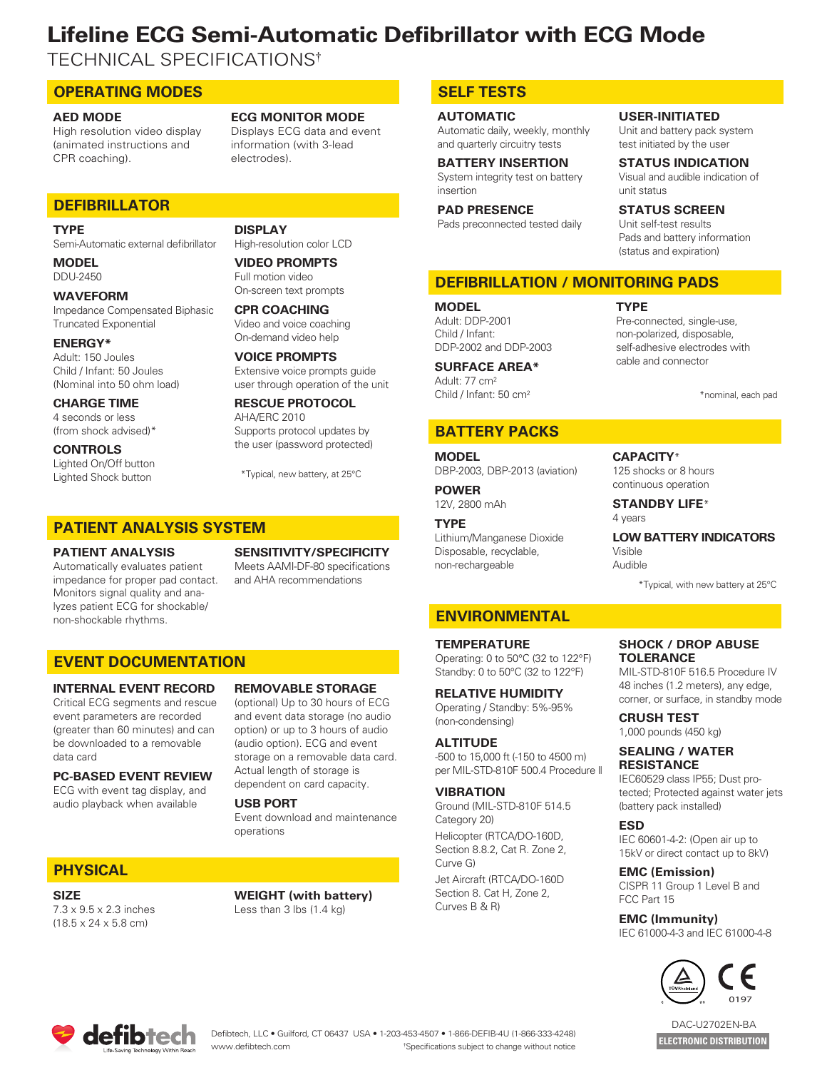# Lifeline ECG Semi-Automatic Defibrillator with ECG Mode

TECHNICAL SPECIFICATIONS†

## OPERATING MODES

**AED MODE**
High resolution video display (animated instructions and CPR coaching).

**ECG MONITOR MODE**
Displays ECG data and event information (with 3-lead electrodes).

## DEFIBRILLATOR

**TYPE**
Semi-Automatic external defibrillator

**MODEL**
DDU-2450

**WAVEFORM**
Impedance Compensated Biphasic Truncated Exponential

**ENERGY***
Adult: 150 Joules
Child / Infant: 50 Joules
(Nominal into 50 ohm load)

**CHARGE TIME**
4 seconds or less
(from shock advised)*

**CONTROLS**
Lighted On/Off button
Lighted Shock button

**DISPLAY**
High-resolution color LCD

**VIDEO PROMPTS**
Full motion video
On-screen text prompts

**CPR COACHING**
Video and voice coaching
On-demand video help

**VOICE PROMPTS**
Extensive voice prompts guide user through operation of the unit

**RESCUE PROTOCOL**
AHA/ERC 2010
Supports protocol updates by the user (password protected)

*Typical, new battery, at 25°C

## PATIENT ANALYSIS SYSTEM

**PATIENT ANALYSIS**
Automatically evaluates patient impedance for proper pad contact. Monitors signal quality and analyzes patient ECG for shockable/non-shockable rhythms.

**SENSITIVITY/SPECIFICITY**
Meets AAMI-DF-80 specifications and AHA recommendations

## EVENT DOCUMENTATION

**INTERNAL EVENT RECORD**
Critical ECG segments and rescue event parameters are recorded (greater than 60 minutes) and can be downloaded to a removable data card

**PC-BASED EVENT REVIEW**
ECG with event tag display, and audio playback when available

**REMOVABLE STORAGE**
(optional) Up to 30 hours of ECG and event data storage (no audio option) or up to 3 hours of audio (audio option). ECG and event storage on a removable data card. Actual length of storage is dependent on card capacity.

**USB PORT**
Event download and maintenance operations

## PHYSICAL

**SIZE**
7.3 x 9.5 x 2.3 inches
(18.5 x 24 x 5.8 cm)

**WEIGHT (with battery)**
Less than 3 lbs (1.4 kg)

## SELF TESTS

**AUTOMATIC**
Automatic daily, weekly, monthly and quarterly circuitry tests

**BATTERY INSERTION**
System integrity test on battery insertion

**PAD PRESENCE**
Pads preconnected tested daily

**USER-INITIATED**
Unit and battery pack system test initiated by the user

**STATUS INDICATION**
Visual and audible indication of unit status

**STATUS SCREEN**
Unit self-test results
Pads and battery information (status and expiration)

## DEFIBRILLATION / MONITORING PADS

**MODEL**
Adult: DDP-2001
Child / Infant:
DDP-2002 and DDP-2003

**SURFACE AREA***
Adult: 77 cm²
Child / Infant: 50 cm²

**TYPE**
Pre-connected, single-use, non-polarized, disposable, self-adhesive electrodes with cable and connector

*nominal, each pad

## BATTERY PACKS

**MODEL**
DBP-2003, DBP-2013 (aviation)

**POWER**
12V, 2800 mAh

**TYPE**
Lithium/Manganese Dioxide
Disposable, recyclable, non-rechargeable

**CAPACITY***
125 shocks or 8 hours continuous operation

**STANDBY LIFE***
4 years

**LOW BATTERY INDICATORS**
Visible
Audible

*Typical, with new battery at 25°C

## ENVIRONMENTAL

**TEMPERATURE**
Operating: 0 to 50°C (32 to 122°F)
Standby: 0 to 50°C (32 to 122°F)

**RELATIVE HUMIDITY**
Operating / Standby: 5%-95% (non-condensing)

**ALTITUDE**
-500 to 15,000 ft (-150 to 4500 m) per MIL-STD-810F 500.4 Procedure II

**VIBRATION**
Ground (MIL-STD-810F 514.5 Category 20)

Helicopter (RTCA/DO-160D, Section 8.8.2, Cat R. Zone 2, Curve G)

Jet Aircraft (RTCA/DO-160D Section 8. Cat H, Zone 2, Curves B & R)

**SHOCK / DROP ABUSE TOLERANCE**
MIL-STD-810F 516.5 Procedure IV
48 inches (1.2 meters), any edge, corner, or surface, in standby mode

**CRUSH TEST**
1,000 pounds (450 kg)

**SEALING / WATER RESISTANCE**
IEC60529 class IP55; Dust protected; Protected against water jets (battery pack installed)

**ESD**
IEC 60601-4-2: (Open air up to 15kV or direct contact up to 8kV)

**EMC (Emission)**
CISPR 11 Group 1 Level B and FCC Part 15

**EMC (Immunity)**
IEC 61000-4-3 and IEC 61000-4-8

0197

DAC-U2702EN-BA

ELECTRONIC DISTRIBUTION

defibtech — Life-Saving Technology Within Reach

Defibtech, LLC • Guilford, CT 06437 USA • 1-203-453-4507 • 1-866-DEFIB-4U (1-866-333-4248)
www.defibtech.com

†Specifications subject to change without notice